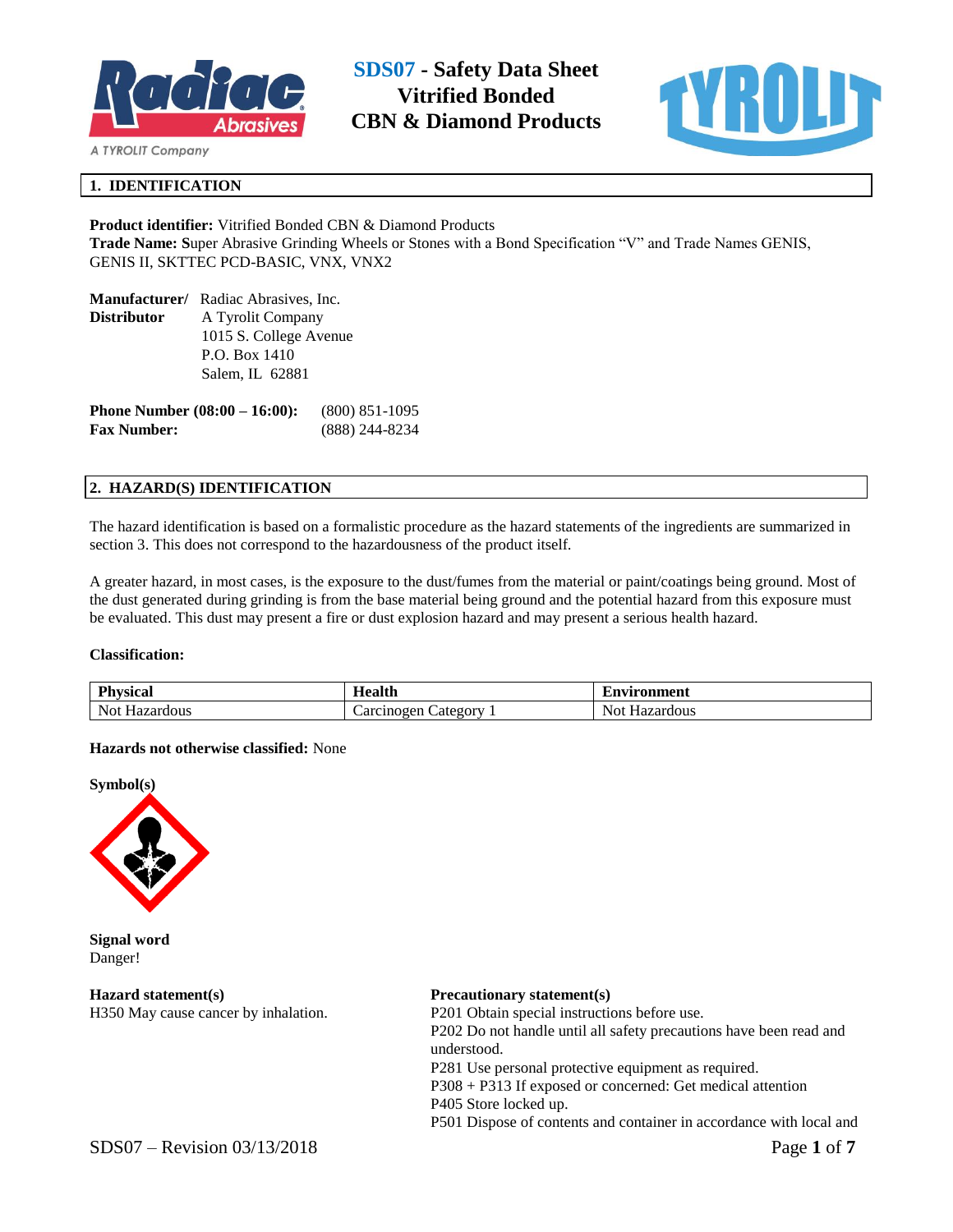# SDS07 - Safety Data Sheet Vitrified Bonded CBN & Diamond Products

## 1. IDENTIFICATION

**Product identifier:** Vitrified Bonded CBN & Diamond Products
**Trade Name:** Super Abrasive Grinding Wheels or Stones with a Bond Specification "V" and Trade Names GENIS, GENIS II, SKTTEC PCD-BASIC, VNX, VNX2

**Manufacturer/ Distributor**
Radiac Abrasives, Inc.
A Tyrolit Company
1015 S. College Avenue
P.O. Box 1410
Salem, IL 62881

**Phone Number (08:00 – 16:00):** (800) 851-1095
**Fax Number:** (888) 244-8234

## 2. HAZARD(S) IDENTIFICATION

The hazard identification is based on a formalistic procedure as the hazard statements of the ingredients are summarized in section 3. This does not correspond to the hazardousness of the product itself.

A greater hazard, in most cases, is the exposure to the dust/fumes from the material or paint/coatings being ground. Most of the dust generated during grinding is from the base material being ground and the potential hazard from this exposure must be evaluated. This dust may present a fire or dust explosion hazard and may present a serious health hazard.

**Classification:**

| Physical | Health | Environment |
|---|---|---|
| Not Hazardous | Carcinogen Category 1 | Not Hazardous |

**Hazards not otherwise classified:** None

**Symbol(s)**

**Signal word**
Danger!

**Hazard statement(s)**
H350 May cause cancer by inhalation.

**Precautionary statement(s)**
P201 Obtain special instructions before use.
P202 Do not handle until all safety precautions have been read and understood.
P281 Use personal protective equipment as required.
P308 + P313 If exposed or concerned: Get medical attention
P405 Store locked up.
P501 Dispose of contents and container in accordance with local and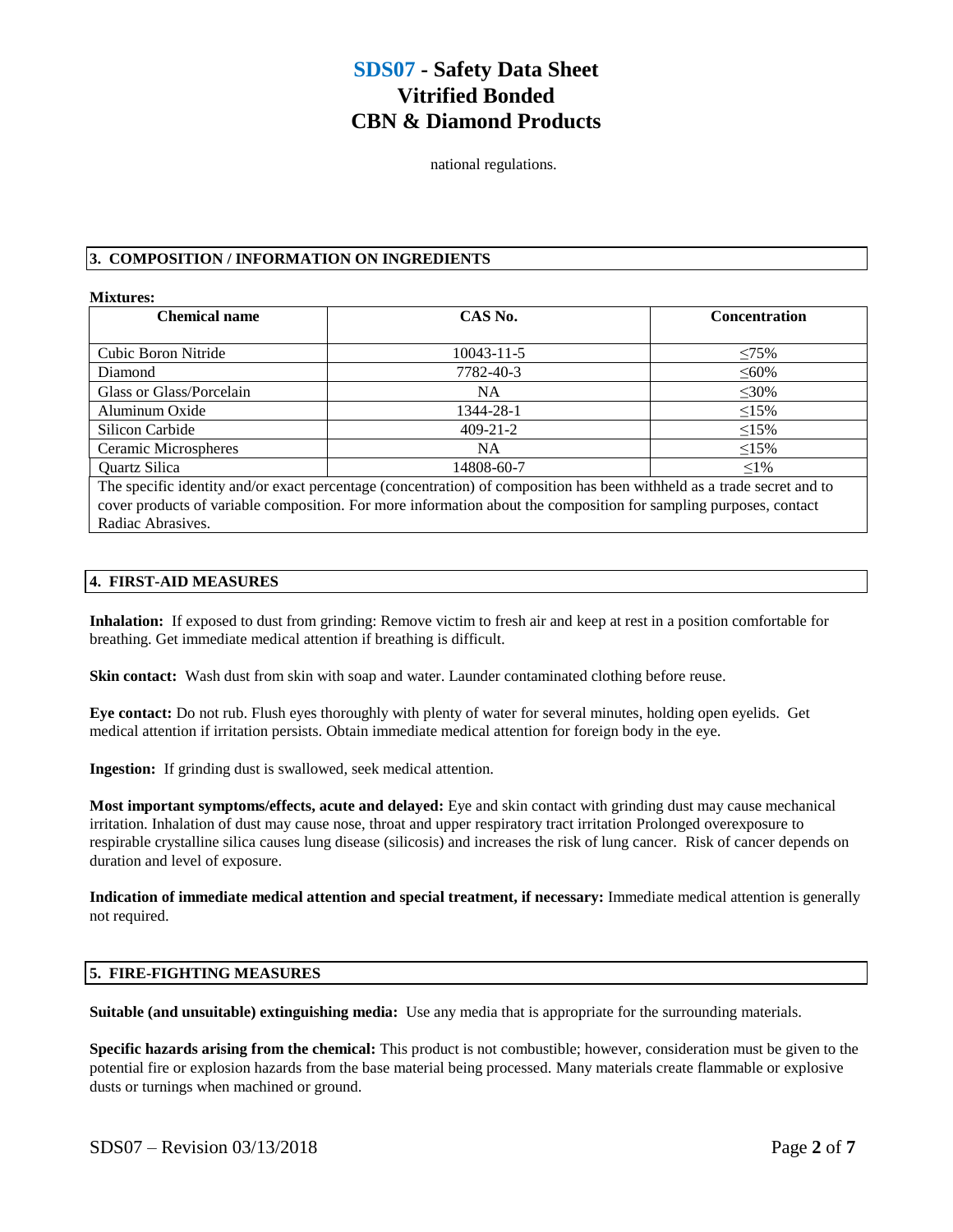national regulations.

## 3. COMPOSITION / INFORMATION ON INGREDIENTS

**Mixtures:**

| Chemical name | CAS No. | Concentration |
|---|---|---|
| Cubic Boron Nitride | 10043-11-5 | ≤75% |
| Diamond | 7782-40-3 | ≤60% |
| Glass or Glass/Porcelain | NA | ≤30% |
| Aluminum Oxide | 1344-28-1 | ≤15% |
| Silicon Carbide | 409-21-2 | ≤15% |
| Ceramic Microspheres | NA | ≤15% |
| Quartz Silica | 14808-60-7 | ≤1% |
| The specific identity and/or exact percentage (concentration) of composition has been withheld as a trade secret and to cover products of variable composition. For more information about the composition for sampling purposes, contact Radiac Abrasives. | | |

## 4. FIRST-AID MEASURES

**Inhalation:** If exposed to dust from grinding: Remove victim to fresh air and keep at rest in a position comfortable for breathing. Get immediate medical attention if breathing is difficult.

**Skin contact:** Wash dust from skin with soap and water. Launder contaminated clothing before reuse.

**Eye contact:** Do not rub. Flush eyes thoroughly with plenty of water for several minutes, holding open eyelids. Get medical attention if irritation persists. Obtain immediate medical attention for foreign body in the eye.

**Ingestion:** If grinding dust is swallowed, seek medical attention.

**Most important symptoms/effects, acute and delayed:** Eye and skin contact with grinding dust may cause mechanical irritation. Inhalation of dust may cause nose, throat and upper respiratory tract irritation Prolonged overexposure to respirable crystalline silica causes lung disease (silicosis) and increases the risk of lung cancer. Risk of cancer depends on duration and level of exposure.

**Indication of immediate medical attention and special treatment, if necessary:** Immediate medical attention is generally not required.

## 5. FIRE-FIGHTING MEASURES

**Suitable (and unsuitable) extinguishing media:** Use any media that is appropriate for the surrounding materials.

**Specific hazards arising from the chemical:** This product is not combustible; however, consideration must be given to the potential fire or explosion hazards from the base material being processed. Many materials create flammable or explosive dusts or turnings when machined or ground.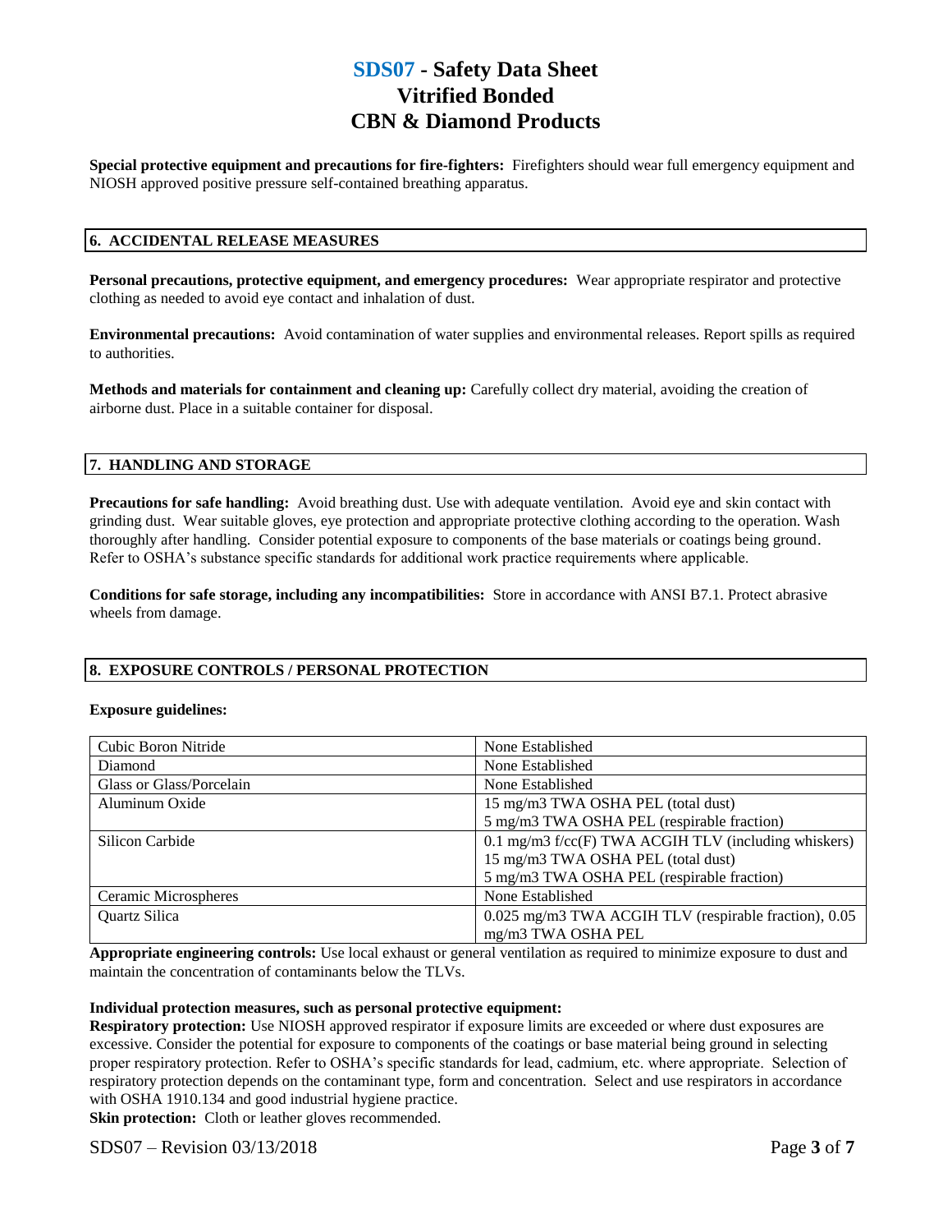**Special protective equipment and precautions for fire-fighters:** Firefighters should wear full emergency equipment and NIOSH approved positive pressure self-contained breathing apparatus.

## 6. ACCIDENTAL RELEASE MEASURES

**Personal precautions, protective equipment, and emergency procedures:** Wear appropriate respirator and protective clothing as needed to avoid eye contact and inhalation of dust.

**Environmental precautions:** Avoid contamination of water supplies and environmental releases. Report spills as required to authorities.

**Methods and materials for containment and cleaning up:** Carefully collect dry material, avoiding the creation of airborne dust. Place in a suitable container for disposal.

## 7. HANDLING AND STORAGE

**Precautions for safe handling:** Avoid breathing dust. Use with adequate ventilation. Avoid eye and skin contact with grinding dust. Wear suitable gloves, eye protection and appropriate protective clothing according to the operation. Wash thoroughly after handling. Consider potential exposure to components of the base materials or coatings being ground. Refer to OSHA's substance specific standards for additional work practice requirements where applicable.

**Conditions for safe storage, including any incompatibilities:** Store in accordance with ANSI B7.1. Protect abrasive wheels from damage.

## 8. EXPOSURE CONTROLS / PERSONAL PROTECTION

**Exposure guidelines:**

| | |
|---|---|
| Cubic Boron Nitride | None Established |
| Diamond | None Established |
| Glass or Glass/Porcelain | None Established |
| Aluminum Oxide | 15 mg/m3 TWA OSHA PEL (total dust)<br>5 mg/m3 TWA OSHA PEL (respirable fraction) |
| Silicon Carbide | 0.1 mg/m3 f/cc(F) TWA ACGIH TLV (including whiskers)<br>15 mg/m3 TWA OSHA PEL (total dust)<br>5 mg/m3 TWA OSHA PEL (respirable fraction) |
| Ceramic Microspheres | None Established |
| Quartz Silica | 0.025 mg/m3 TWA ACGIH TLV (respirable fraction), 0.05 mg/m3 TWA OSHA PEL |

**Appropriate engineering controls:** Use local exhaust or general ventilation as required to minimize exposure to dust and maintain the concentration of contaminants below the TLVs.

**Individual protection measures, such as personal protective equipment:**

**Respiratory protection:** Use NIOSH approved respirator if exposure limits are exceeded or where dust exposures are excessive. Consider the potential for exposure to components of the coatings or base material being ground in selecting proper respiratory protection. Refer to OSHA's specific standards for lead, cadmium, etc. where appropriate. Selection of respiratory protection depends on the contaminant type, form and concentration. Select and use respirators in accordance with OSHA 1910.134 and good industrial hygiene practice.

**Skin protection:** Cloth or leather gloves recommended.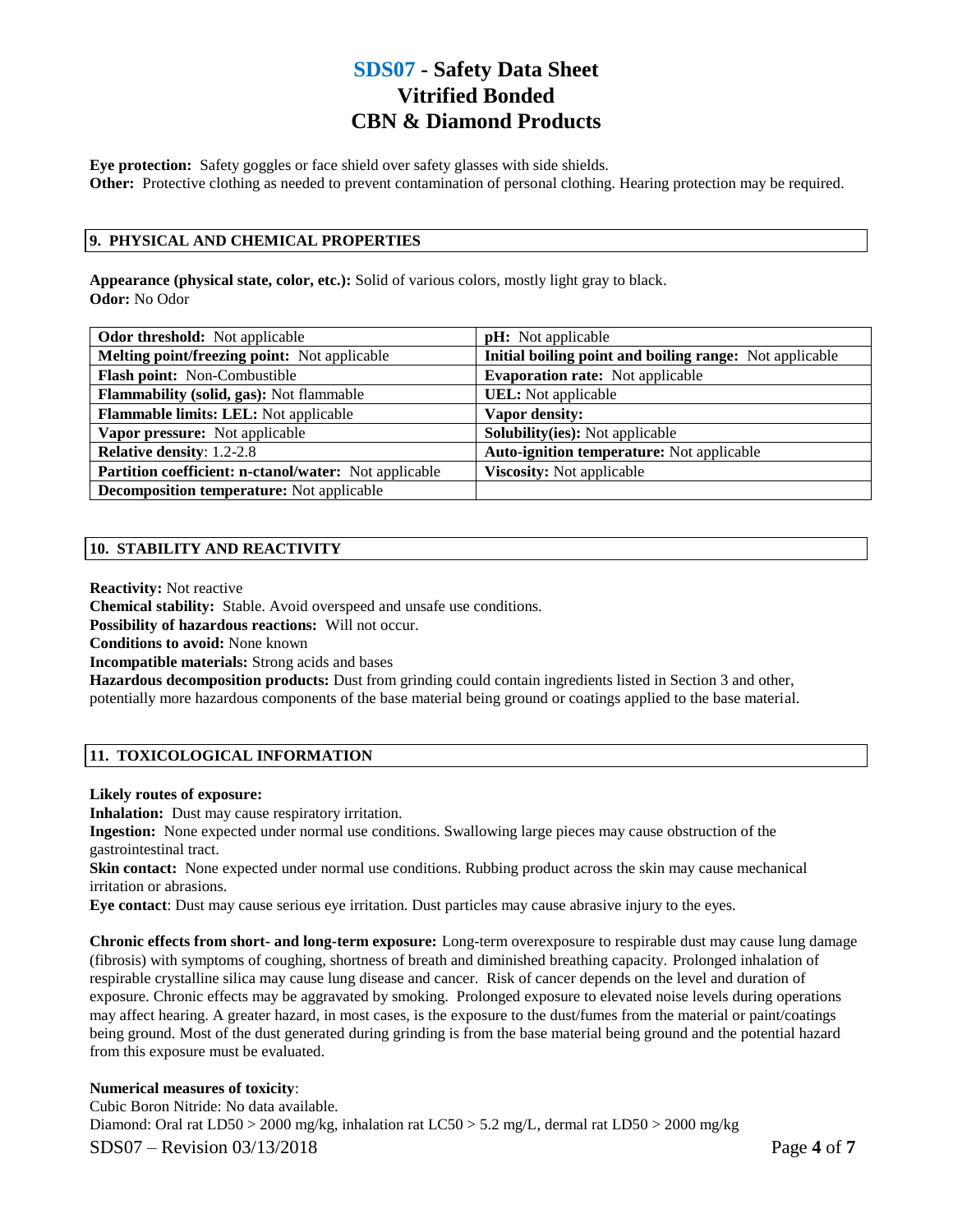**Eye protection:** Safety goggles or face shield over safety glasses with side shields.
**Other:** Protective clothing as needed to prevent contamination of personal clothing. Hearing protection may be required.

## 9. PHYSICAL AND CHEMICAL PROPERTIES

**Appearance (physical state, color, etc.):** Solid of various colors, mostly light gray to black.
**Odor:** No Odor

| | |
|---|---|
| **Odor threshold:** Not applicable | **pH:** Not applicable |
| **Melting point/freezing point:** Not applicable | **Initial boiling point and boiling range:** Not applicable |
| **Flash point:** Non-Combustible | **Evaporation rate:** Not applicable |
| **Flammability (solid, gas):** Not flammable | **UEL:** Not applicable |
| **Flammable limits: LEL:** Not applicable | **Vapor density:** |
| **Vapor pressure:** Not applicable | **Solubility(ies):** Not applicable |
| **Relative density**: 1.2-2.8 | **Auto-ignition temperature:** Not applicable |
| **Partition coefficient: n-ctanol/water:** Not applicable | **Viscosity:** Not applicable |
| **Decomposition temperature:** Not applicable | |

## 10. STABILITY AND REACTIVITY

**Reactivity:** Not reactive
**Chemical stability:** Stable. Avoid overspeed and unsafe use conditions.
**Possibility of hazardous reactions:** Will not occur.
**Conditions to avoid:** None known
**Incompatible materials:** Strong acids and bases
**Hazardous decomposition products:** Dust from grinding could contain ingredients listed in Section 3 and other, potentially more hazardous components of the base material being ground or coatings applied to the base material.

## 11. TOXICOLOGICAL INFORMATION

**Likely routes of exposure:**
**Inhalation:** Dust may cause respiratory irritation.
**Ingestion:** None expected under normal use conditions. Swallowing large pieces may cause obstruction of the gastrointestinal tract.
**Skin contact:** None expected under normal use conditions. Rubbing product across the skin may cause mechanical irritation or abrasions.
**Eye contact**: Dust may cause serious eye irritation. Dust particles may cause abrasive injury to the eyes.

**Chronic effects from short- and long-term exposure:** Long-term overexposure to respirable dust may cause lung damage (fibrosis) with symptoms of coughing, shortness of breath and diminished breathing capacity. Prolonged inhalation of respirable crystalline silica may cause lung disease and cancer. Risk of cancer depends on the level and duration of exposure. Chronic effects may be aggravated by smoking. Prolonged exposure to elevated noise levels during operations may affect hearing. A greater hazard, in most cases, is the exposure to the dust/fumes from the material or paint/coatings being ground. Most of the dust generated during grinding is from the base material being ground and the potential hazard from this exposure must be evaluated.

**Numerical measures of toxicity**:
Cubic Boron Nitride: No data available.
Diamond: Oral rat LD50 > 2000 mg/kg, inhalation rat LC50 > 5.2 mg/L, dermal rat LD50 > 2000 mg/kg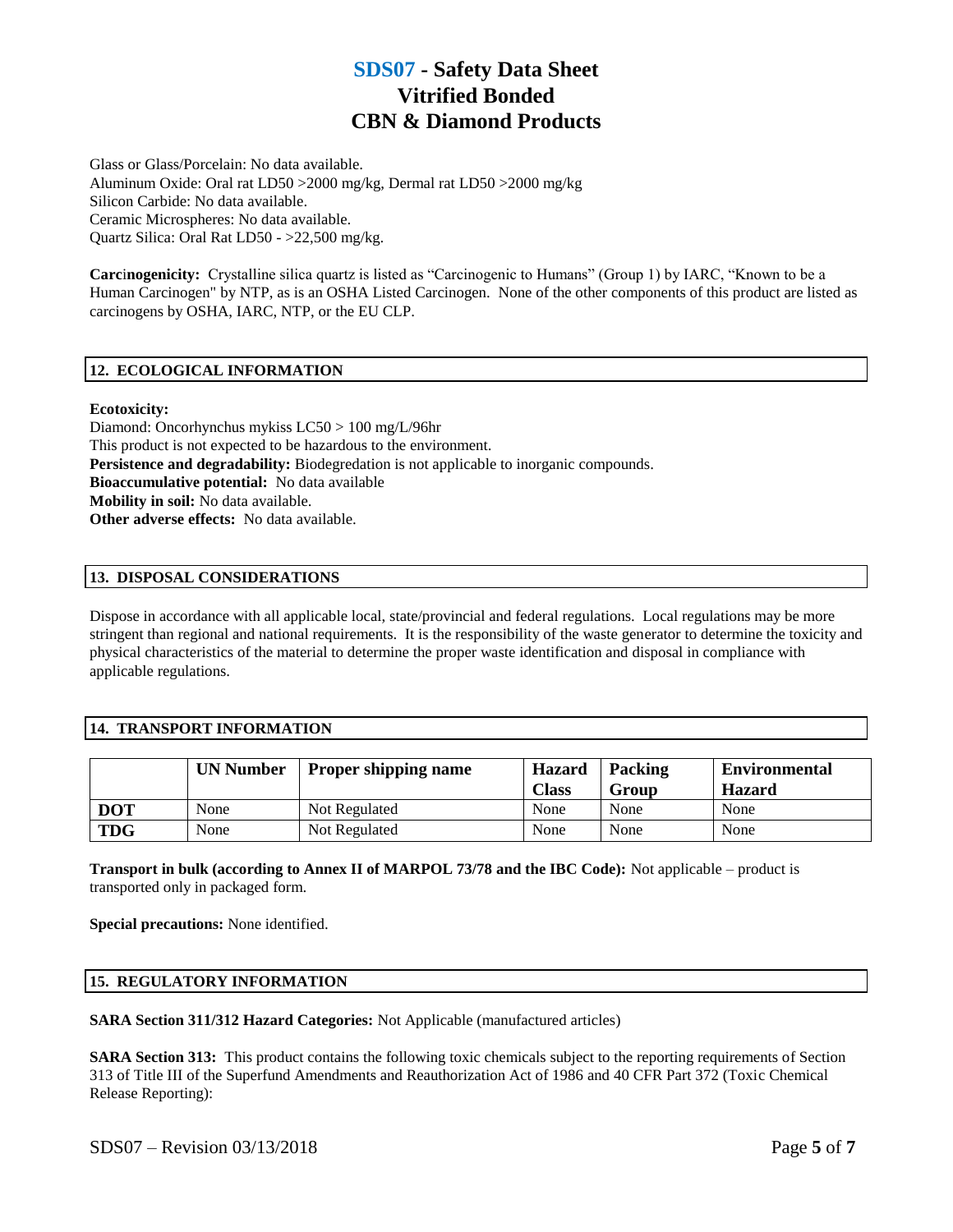Glass or Glass/Porcelain: No data available.
Aluminum Oxide: Oral rat LD50 >2000 mg/kg, Dermal rat LD50 >2000 mg/kg
Silicon Carbide: No data available.
Ceramic Microspheres: No data available.
Quartz Silica: Oral Rat LD50 - >22,500 mg/kg.

**Carcinogenicity:** Crystalline silica quartz is listed as "Carcinogenic to Humans" (Group 1) by IARC, "Known to be a Human Carcinogen" by NTP, as is an OSHA Listed Carcinogen. None of the other components of this product are listed as carcinogens by OSHA, IARC, NTP, or the EU CLP.

## 12. ECOLOGICAL INFORMATION

**Ecotoxicity:**
Diamond: Oncorhynchus mykiss LC50 > 100 mg/L/96hr
This product is not expected to be hazardous to the environment.
**Persistence and degradability:** Biodegredation is not applicable to inorganic compounds.
**Bioaccumulative potential:** No data available
**Mobility in soil:** No data available.
**Other adverse effects:** No data available.

## 13. DISPOSAL CONSIDERATIONS

Dispose in accordance with all applicable local, state/provincial and federal regulations. Local regulations may be more stringent than regional and national requirements. It is the responsibility of the waste generator to determine the toxicity and physical characteristics of the material to determine the proper waste identification and disposal in compliance with applicable regulations.

## 14. TRANSPORT INFORMATION

| | UN Number | Proper shipping name | Hazard Class | Packing Group | Environmental Hazard |
|---|---|---|---|---|---|
| **DOT** | None | Not Regulated | None | None | None |
| **TDG** | None | Not Regulated | None | None | None |

**Transport in bulk (according to Annex II of MARPOL 73/78 and the IBC Code):** Not applicable – product is transported only in packaged form.

**Special precautions:** None identified.

## 15. REGULATORY INFORMATION

**SARA Section 311/312 Hazard Categories:** Not Applicable (manufactured articles)

**SARA Section 313:** This product contains the following toxic chemicals subject to the reporting requirements of Section 313 of Title III of the Superfund Amendments and Reauthorization Act of 1986 and 40 CFR Part 372 (Toxic Chemical Release Reporting):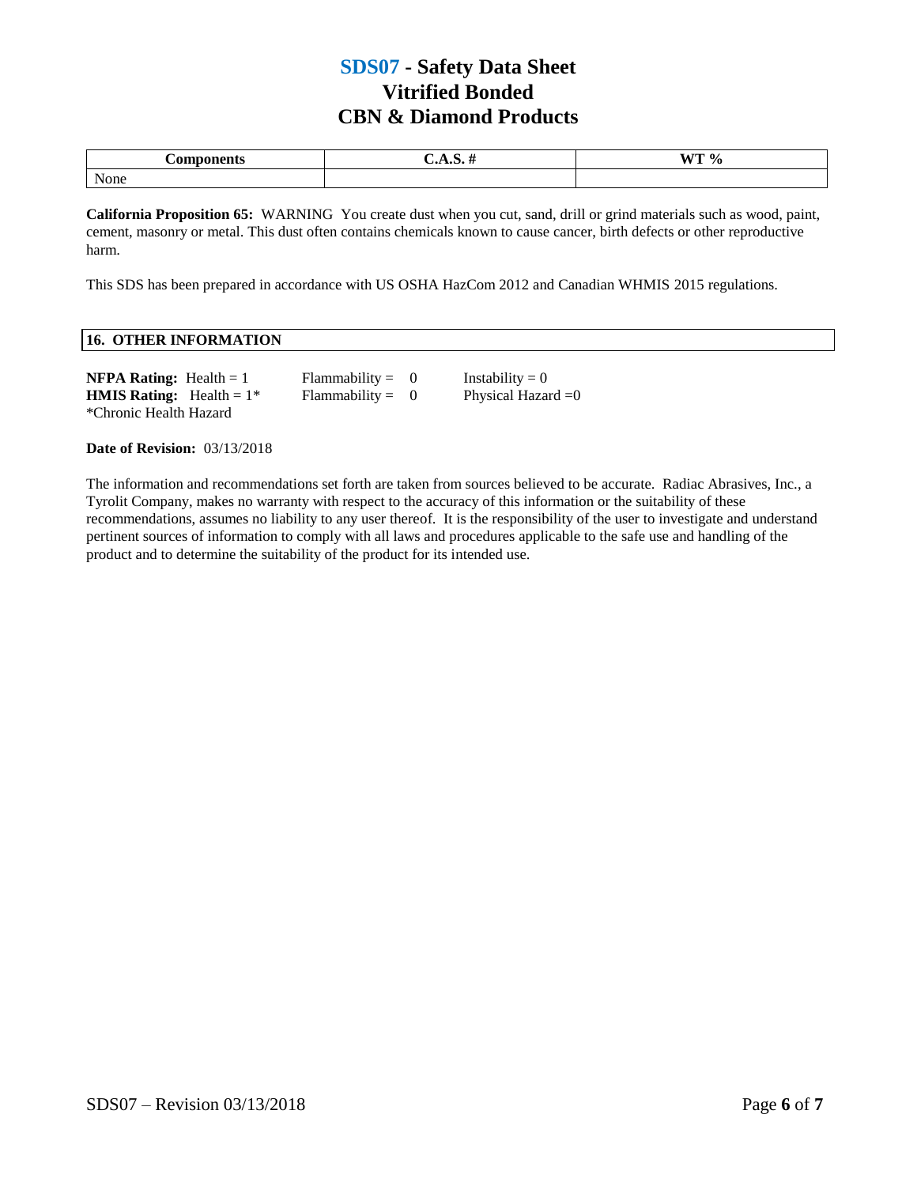# SDS07 - Safety Data Sheet
# Vitrified Bonded
# CBN & Diamond Products

| Components | C.A.S. # | WT % |
|---|---|---|
| None | | |

**California Proposition 65:** WARNING You create dust when you cut, sand, drill or grind materials such as wood, paint, cement, masonry or metal. This dust often contains chemicals known to cause cancer, birth defects or other reproductive harm.

This SDS has been prepared in accordance with US OSHA HazCom 2012 and Canadian WHMIS 2015 regulations.

## 16. OTHER INFORMATION

**NFPA Rating:** Health = 1    Flammability = 0    Instability = 0
**HMIS Rating:** Health = 1*    Flammability = 0    Physical Hazard =0
*Chronic Health Hazard

**Date of Revision:** 03/13/2018

The information and recommendations set forth are taken from sources believed to be accurate. Radiac Abrasives, Inc., a Tyrolit Company, makes no warranty with respect to the accuracy of this information or the suitability of these recommendations, assumes no liability to any user thereof. It is the responsibility of the user to investigate and understand pertinent sources of information to comply with all laws and procedures applicable to the safe use and handling of the product and to determine the suitability of the product for its intended use.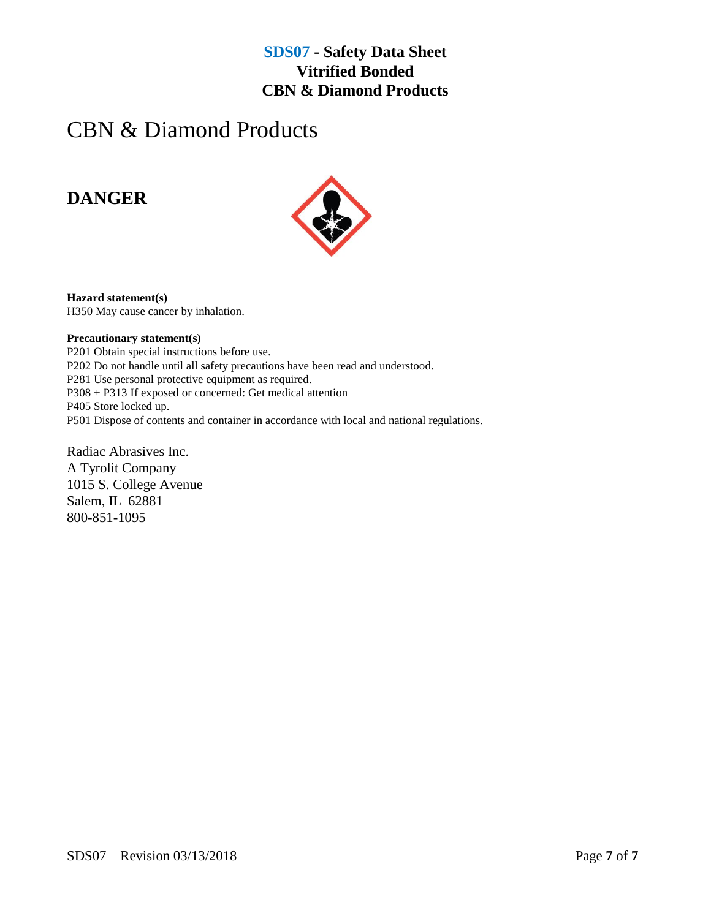# CBN & Diamond Products

## DANGER

**Hazard statement(s)**
H350 May cause cancer by inhalation.

**Precautionary statement(s)**
P201 Obtain special instructions before use.
P202 Do not handle until all safety precautions have been read and understood.
P281 Use personal protective equipment as required.
P308 + P313 If exposed or concerned: Get medical attention
P405 Store locked up.
P501 Dispose of contents and container in accordance with local and national regulations.

Radiac Abrasives Inc.
A Tyrolit Company
1015 S. College Avenue
Salem, IL 62881
800-851-1095